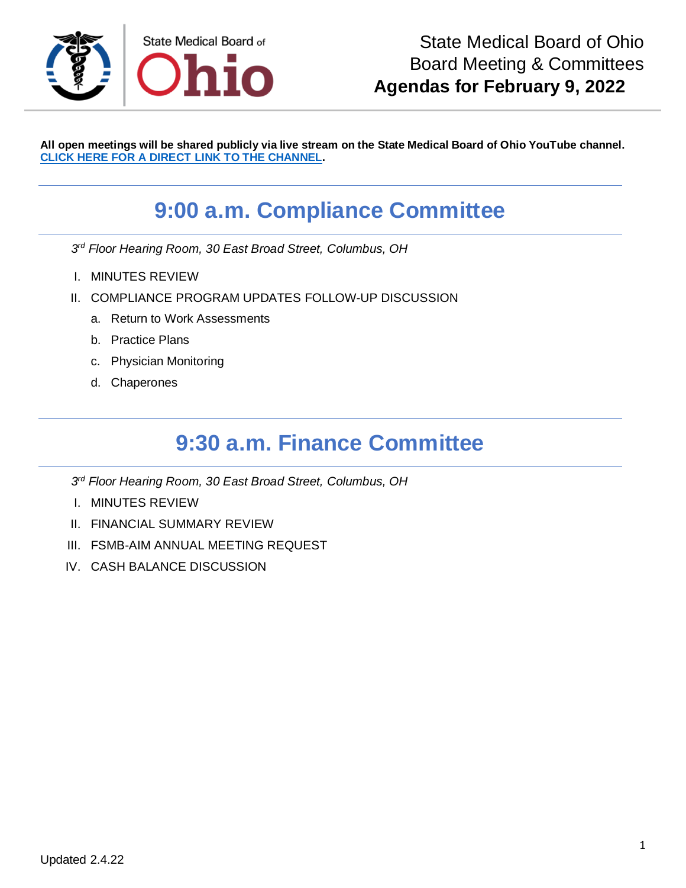State Medical Board of Ohio

# State Medical Board of Ohio Board Meeting & Committees **Agendas for February 9, 2022**

**All open meetings will be shared publicly via live stream on the State Medical Board of Ohio YouTube channel.** **[CLICK HERE FOR A DIRECT LINK TO THE CHANNEL](#).**

## 9:00 a.m. Compliance Committee

*3rd Floor Hearing Room, 30 East Broad Street, Columbus, OH*

I. MINUTES REVIEW

II. COMPLIANCE PROGRAM UPDATES FOLLOW-UP DISCUSSION

  a. Return to Work Assessments

  b. Practice Plans

  c. Physician Monitoring

  d. Chaperones

## 9:30 a.m. Finance Committee

*3rd Floor Hearing Room, 30 East Broad Street, Columbus, OH*

I. MINUTES REVIEW

II. FINANCIAL SUMMARY REVIEW

III. FSMB-AIM ANNUAL MEETING REQUEST

IV. CASH BALANCE DISCUSSION

Updated 2.4.22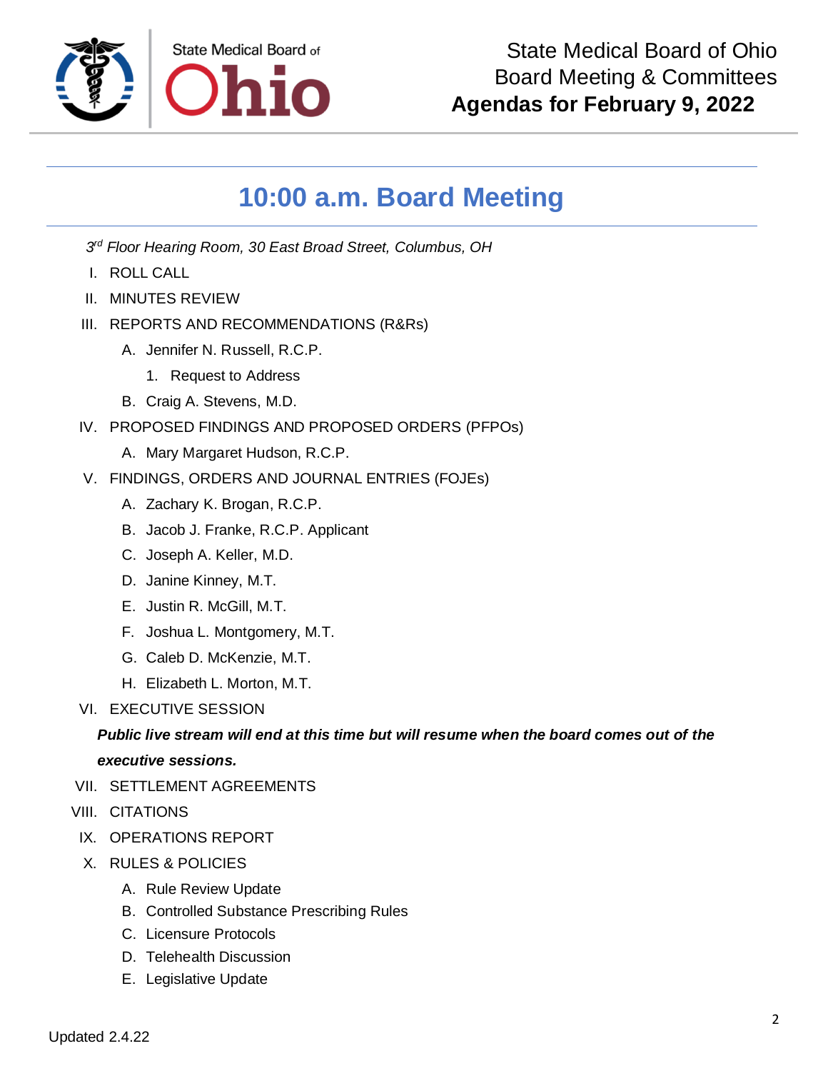State Medical Board of Ohio
Board Meeting & Committees
**Agendas for February 9, 2022**

## 10:00 a.m. Board Meeting

*3rd Floor Hearing Room, 30 East Broad Street, Columbus, OH*

I. ROLL CALL

II. MINUTES REVIEW

III. REPORTS AND RECOMMENDATIONS (R&Rs)

   A. Jennifer N. Russell, R.C.P.

      1. Request to Address

   B. Craig A. Stevens, M.D.

IV. PROPOSED FINDINGS AND PROPOSED ORDERS (PFPOs)

   A. Mary Margaret Hudson, R.C.P.

V. FINDINGS, ORDERS AND JOURNAL ENTRIES (FOJEs)

   A. Zachary K. Brogan, R.C.P.

   B. Jacob J. Franke, R.C.P. Applicant

   C. Joseph A. Keller, M.D.

   D. Janine Kinney, M.T.

   E. Justin R. McGill, M.T.

   F. Joshua L. Montgomery, M.T.

   G. Caleb D. McKenzie, M.T.

   H. Elizabeth L. Morton, M.T.

VI. EXECUTIVE SESSION

***Public live stream will end at this time but will resume when the board comes out of the executive sessions.***

VII. SETTLEMENT AGREEMENTS

VIII. CITATIONS

IX. OPERATIONS REPORT

X. RULES & POLICIES

   A. Rule Review Update

   B. Controlled Substance Prescribing Rules

   C. Licensure Protocols

   D. Telehealth Discussion

   E. Legislative Update

Updated 2.4.22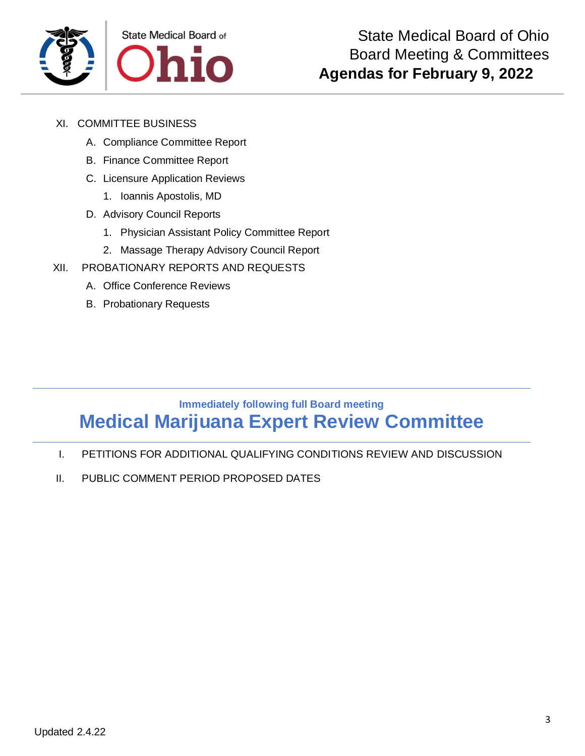XI. COMMITTEE BUSINESS

A. Compliance Committee Report

B. Finance Committee Report

C. Licensure Application Reviews

1. Ioannis Apostolis, MD

D. Advisory Council Reports

1. Physician Assistant Policy Committee Report
2. Massage Therapy Advisory Council Report

XII. PROBATIONARY REPORTS AND REQUESTS

A. Office Conference Reviews

B. Probationary Requests

---

**Immediately following full Board meeting**

## Medical Marijuana Expert Review Committee

---

I. PETITIONS FOR ADDITIONAL QUALIFYING CONDITIONS REVIEW AND DISCUSSION

II. PUBLIC COMMENT PERIOD PROPOSED DATES

Updated 2.4.22